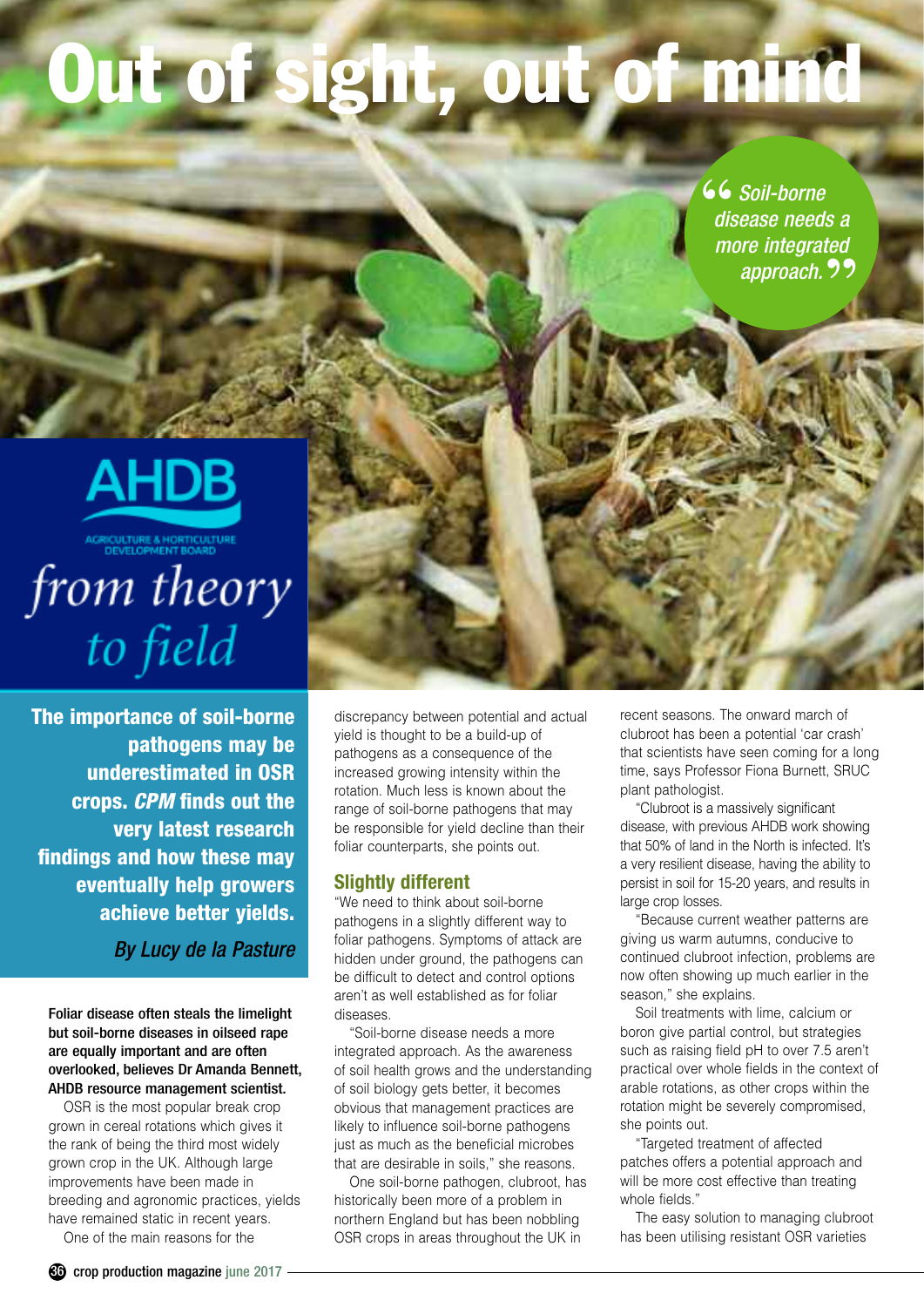# Out of sight, out of mind

> "Soil-borne disease needs a more integrated approach."

AHDB
AGRICULTURE & HORTICULTURE DEVELOPMENT BOARD

*from theory to field*

**The importance of soil-borne pathogens may be underestimated in OSR crops. *CPM* finds out the very latest research findings and how these may eventually help growers achieve better yields.**

*By Lucy de la Pasture*

**Foliar disease often steals the limelight but soil-borne diseases in oilseed rape are equally important and are often overlooked, believes Dr Amanda Bennett, AHDB resource management scientist.**

OSR is the most popular break crop grown in cereal rotations which gives it the rank of being the third most widely grown crop in the UK. Although large improvements have been made in breeding and agronomic practices, yields have remained static in recent years.

One of the main reasons for the discrepancy between potential and actual yield is thought to be a build-up of pathogens as a consequence of the increased growing intensity within the rotation. Much less is known about the range of soil-borne pathogens that may be responsible for yield decline than their foliar counterparts, she points out.

## Slightly different

"We need to think about soil-borne pathogens in a slightly different way to foliar pathogens. Symptoms of attack are hidden under ground, the pathogens can be difficult to detect and control options aren't as well established as for foliar diseases.

"Soil-borne disease needs a more integrated approach. As the awareness of soil health grows and the understanding of soil biology gets better, it becomes obvious that management practices are likely to influence soil-borne pathogens just as much as the beneficial microbes that are desirable in soils," she reasons.

One soil-borne pathogen, clubroot, has historically been more of a problem in northern England but has been nobbling OSR crops in areas throughout the UK in recent seasons. The onward march of clubroot has been a potential 'car crash' that scientists have seen coming for a long time, says Professor Fiona Burnett, SRUC plant pathologist.

"Clubroot is a massively significant disease, with previous AHDB work showing that 50% of land in the North is infected. It's a very resilient disease, having the ability to persist in soil for 15-20 years, and results in large crop losses.

"Because current weather patterns are giving us warm autumns, conducive to continued clubroot infection, problems are now often showing up much earlier in the season," she explains.

Soil treatments with lime, calcium or boron give partial control, but strategies such as raising field pH to over 7.5 aren't practical over whole fields in the context of arable rotations, as other crops within the rotation might be severely compromised, she points out.

"Targeted treatment of affected patches offers a potential approach and will be more cost effective than treating whole fields."

The easy solution to managing clubroot has been utilising resistant OSR varieties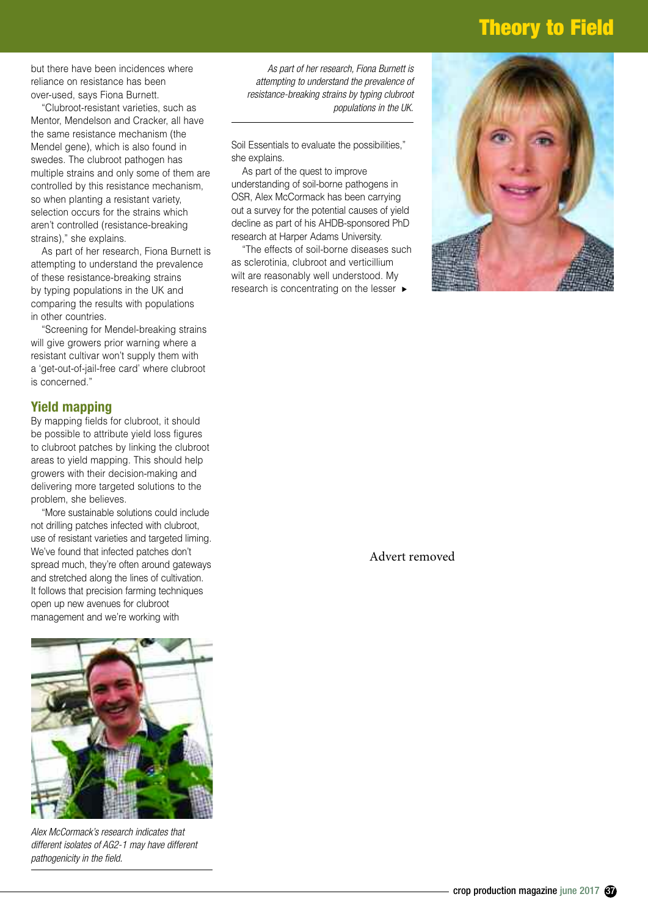but there have been incidences where reliance on resistance has been over-used, says Fiona Burnett.

"Clubroot-resistant varieties, such as Mentor, Mendelson and Cracker, all have the same resistance mechanism (the Mendel gene), which is also found in swedes. The clubroot pathogen has multiple strains and only some of them are controlled by this resistance mechanism, so when planting a resistant variety, selection occurs for the strains which aren't controlled (resistance-breaking strains)," she explains.

As part of her research, Fiona Burnett is attempting to understand the prevalence of these resistance-breaking strains by typing populations in the UK and comparing the results with populations in other countries.

"Screening for Mendel-breaking strains will give growers prior warning where a resistant cultivar won't supply them with a 'get-out-of-jail-free card' where clubroot is concerned."

## Yield mapping

By mapping fields for clubroot, it should be possible to attribute yield loss figures to clubroot patches by linking the clubroot areas to yield mapping. This should help growers with their decision-making and delivering more targeted solutions to the problem, she believes.

"More sustainable solutions could include not drilling patches infected with clubroot, use of resistant varieties and targeted liming. We've found that infected patches don't spread much, they're often around gateways and stretched along the lines of cultivation. It follows that precision farming techniques open up new avenues for clubroot management and we're working with Soil Essentials to evaluate the possibilities," she explains.

*Alex McCormack's research indicates that different isolates of AG2-1 may have different pathogenicity in the field.*

*As part of her research, Fiona Burnett is attempting to understand the prevalence of resistance-breaking strains by typing clubroot populations in the UK.*

As part of the quest to improve understanding of soil-borne pathogens in OSR, Alex McCormack has been carrying out a survey for the potential causes of yield decline as part of his AHDB-sponsored PhD research at Harper Adams University.

"The effects of soil-borne diseases such as sclerotinia, clubroot and verticillium wilt are reasonably well understood. My research is concentrating on the lesser ►

Advert removed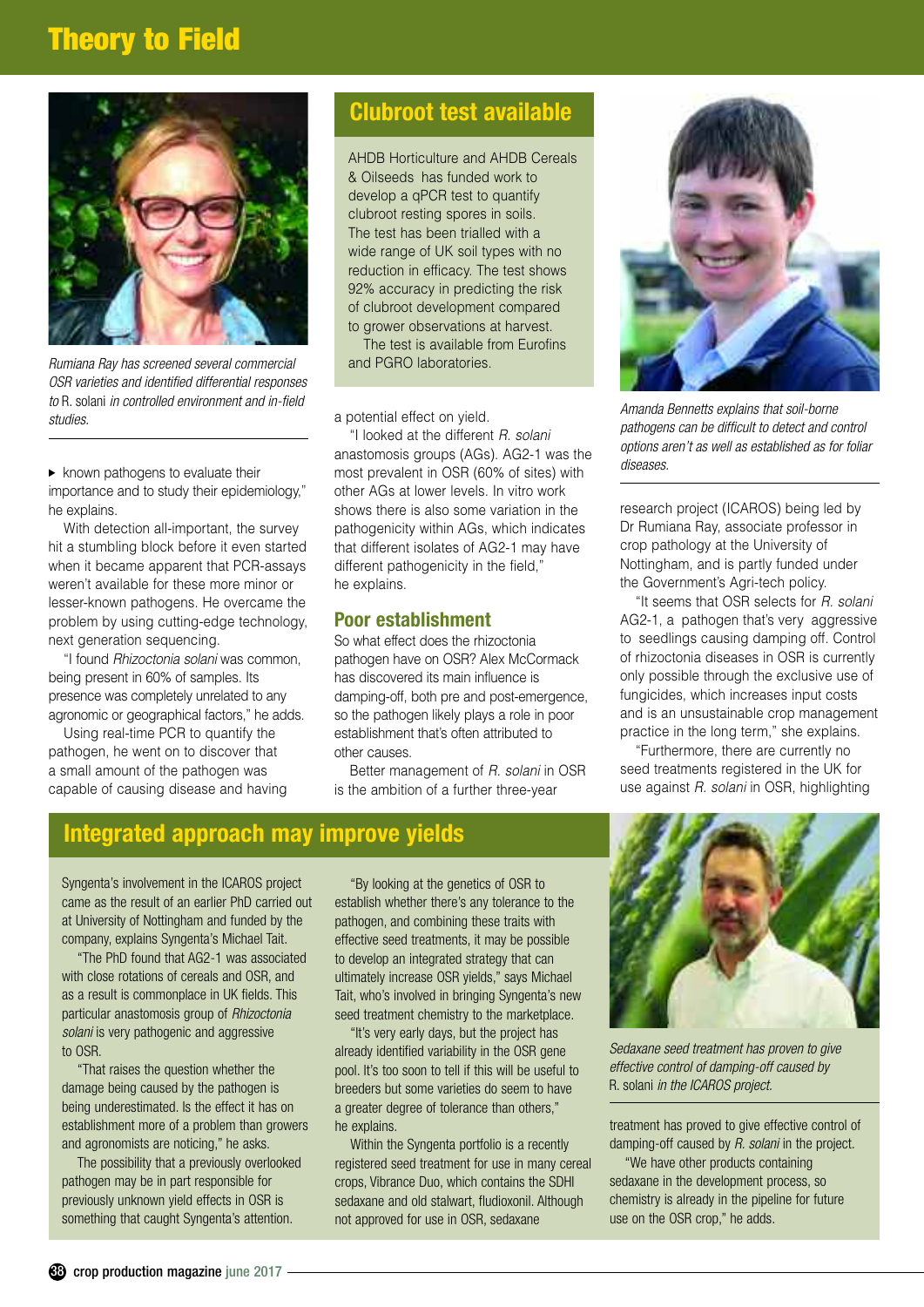## Theory to Field

*Rumiana Ray has screened several commercial OSR varieties and identified differential responses to R. solani in controlled environment and in-field studies.*

▸ known pathogens to evaluate their importance and to study their epidemiology," he explains.

With detection all-important, the survey hit a stumbling block before it even started when it became apparent that PCR-assays weren't available for these more minor or lesser-known pathogens. He overcame the problem by using cutting-edge technology, next generation sequencing.

"I found *Rhizoctonia solani* was common, being present in 60% of samples. Its presence was completely unrelated to any agronomic or geographical factors," he adds.

Using real-time PCR to quantify the pathogen, he went on to discover that a small amount of the pathogen was capable of causing disease and having a potential effect on yield.

"I looked at the different *R. solani* anastomosis groups (AGs). AG2-1 was the most prevalent in OSR (60% of sites) with other AGs at lower levels. In vitro work shows there is also some variation in the pathogenicity within AGs, which indicates that different isolates of AG2-1 may have different pathogenicity in the field," he explains.

### Clubroot test available

AHDB Horticulture and AHDB Cereals & Oilseeds has funded work to develop a qPCR test to quantify clubroot resting spores in soils. The test has been trialled with a wide range of UK soil types with no reduction in efficacy. The test shows 92% accuracy in predicting the risk of clubroot development compared to grower observations at harvest.

The test is available from Eurofins and PGRO laboratories.

### Poor establishment

So what effect does the rhizoctonia pathogen have on OSR? Alex McCormack has discovered its main influence is damping-off, both pre and post-emergence, so the pathogen likely plays a role in poor establishment that's often attributed to other causes.

Better management of *R. solani* in OSR is the ambition of a further three-year research project (ICAROS) being led by Dr Rumiana Ray, associate professor in crop pathology at the University of Nottingham, and is partly funded under the Government's Agri-tech policy.

*Amanda Bennetts explains that soil-borne pathogens can be difficult to detect and control options aren't as well as established as for foliar diseases.*

"It seems that OSR selects for *R. solani* AG2-1, a pathogen that's very aggressive to seedlings causing damping off. Control of rhizoctonia diseases in OSR is currently only possible through the exclusive use of fungicides, which increases input costs and is an unsustainable crop management practice in the long term," she explains.

"Furthermore, there are currently no seed treatments registered in the UK for use against *R. solani* in OSR, highlighting

## Integrated approach may improve yields

Syngenta's involvement in the ICAROS project came as the result of an earlier PhD carried out at University of Nottingham and funded by the company, explains Syngenta's Michael Tait.

"The PhD found that AG2-1 was associated with close rotations of cereals and OSR, and as a result is commonplace in UK fields. This particular anastomosis group of *Rhizoctonia solani* is very pathogenic and aggressive to OSR.

"That raises the question whether the damage being caused by the pathogen is being underestimated. Is the effect it has on establishment more of a problem than growers and agronomists are noticing," he asks.

The possibility that a previously overlooked pathogen may be in part responsible for previously unknown yield effects in OSR is something that caught Syngenta's attention.

"By looking at the genetics of OSR to establish whether there's any tolerance to the pathogen, and combining these traits with effective seed treatments, it may be possible to develop an integrated strategy that can ultimately increase OSR yields," says Michael Tait, who's involved in bringing Syngenta's new seed treatment chemistry to the marketplace.

"It's very early days, but the project has already identified variability in the OSR gene pool. It's too soon to tell if this will be useful to breeders but some varieties do seem to have a greater degree of tolerance than others," he explains.

Within the Syngenta portfolio is a recently registered seed treatment for use in many cereal crops, Vibrance Duo, which contains the SDHI sedaxane and old stalwart, fludioxonil. Although not approved for use in OSR, sedaxane treatment has proved to give effective control of damping-off caused by *R. solani* in the project.

"We have other products containing sedaxane in the development process, so chemistry is already in the pipeline for future use on the OSR crop," he adds.

*Sedaxane seed treatment has proven to give effective control of damping-off caused by R. solani in the ICAROS project.*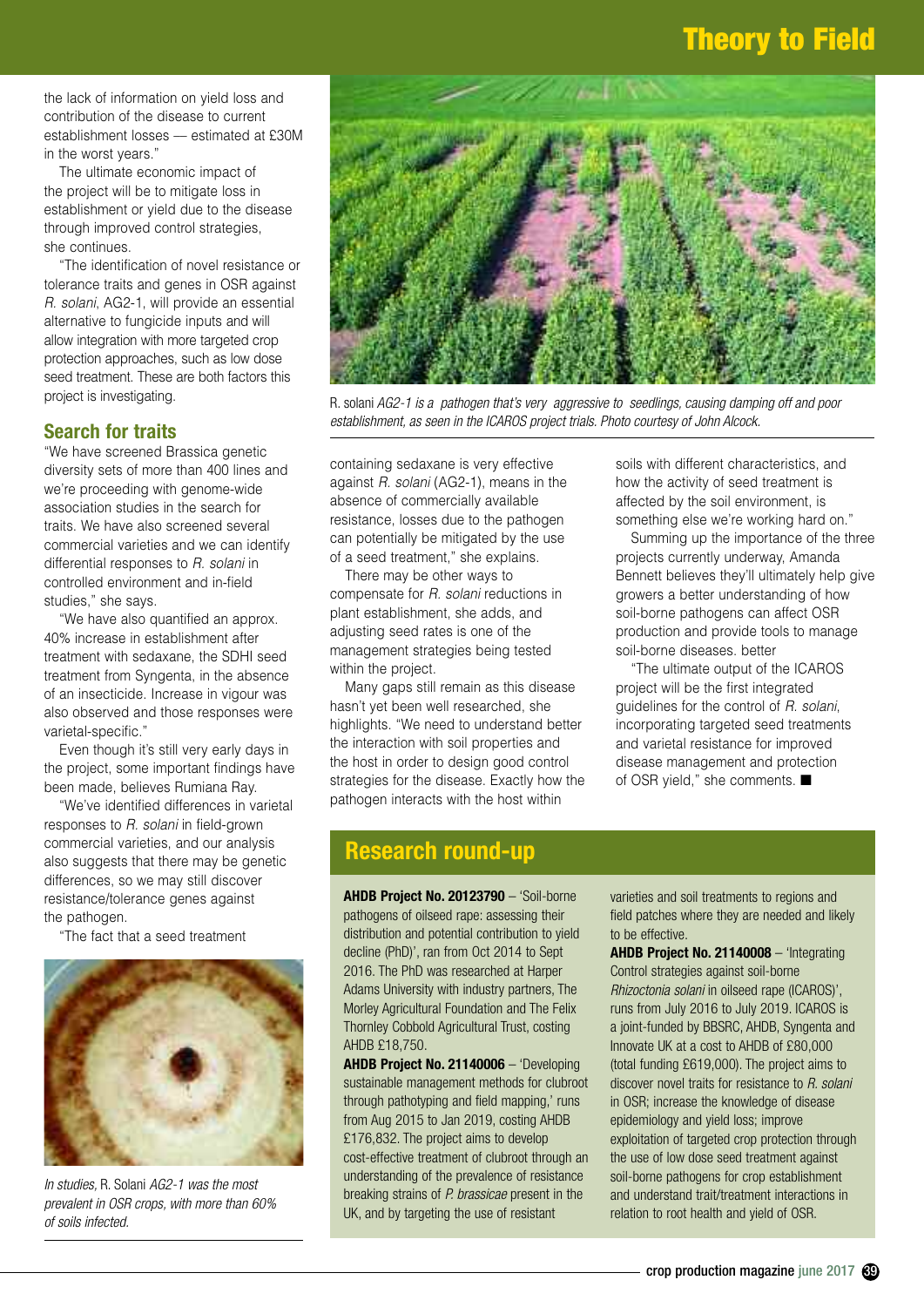the lack of information on yield loss and contribution of the disease to current establishment losses — estimated at £30M in the worst years."

The ultimate economic impact of the project will be to mitigate loss in establishment or yield due to the disease through improved control strategies, she continues.

"The identification of novel resistance or tolerance traits and genes in OSR against *R. solani*, AG2-1, will provide an essential alternative to fungicide inputs and will allow integration with more targeted crop protection approaches, such as low dose seed treatment. These are both factors this project is investigating.

## Search for traits

"We have screened Brassica genetic diversity sets of more than 400 lines and we're proceeding with genome-wide association studies in the search for traits. We have also screened several commercial varieties and we can identify differential responses to *R. solani* in controlled environment and in-field studies," she says.

"We have also quantified an approx. 40% increase in establishment after treatment with sedaxane, the SDHI seed treatment from Syngenta, in the absence of an insecticide. Increase in vigour was also observed and those responses were varietal-specific."

Even though it's still very early days in the project, some important findings have been made, believes Rumiana Ray.

"We've identified differences in varietal responses to *R. solani* in field-grown commercial varieties, and our analysis also suggests that there may be genetic differences, so we may still discover resistance/tolerance genes against the pathogen.

"The fact that a seed treatment containing sedaxane is very effective against *R. solani* (AG2-1), means in the absence of commercially available resistance, losses due to the pathogen can potentially be mitigated by the use of a seed treatment," she explains.

There may be other ways to compensate for *R. solani* reductions in plant establishment, she adds, and adjusting seed rates is one of the management strategies being tested within the project.

Many gaps still remain as this disease hasn't yet been well researched, she highlights. "We need to understand better the interaction with soil properties and the host in order to design good control strategies for the disease. Exactly how the pathogen interacts with the host within soils with different characteristics, and how the activity of seed treatment is affected by the soil environment, is something else we're working hard on."

Summing up the importance of the three projects currently underway, Amanda Bennett believes they'll ultimately help give growers a better understanding of how soil-borne pathogens can affect OSR production and provide tools to manage soil-borne diseases. better

"The ultimate output of the ICAROS project will be the first integrated guidelines for the control of *R. solani*, incorporating targeted seed treatments and varietal resistance for improved disease management and protection of OSR yield," she comments. ■

R. solani *AG2-1 is a pathogen that's very aggressive to seedlings, causing damping off and poor establishment, as seen in the ICAROS project trials. Photo courtesy of John Alcock.*

*In studies,* R. Solani *AG2-1 was the most prevalent in OSR crops, with more than 60% of soils infected.*

## Research round-up

**AHDB Project No. 20123790** – 'Soil-borne pathogens of oilseed rape: assessing their distribution and potential contribution to yield decline (PhD)', ran from Oct 2014 to Sept 2016. The PhD was researched at Harper Adams University with industry partners, The Morley Agricultural Foundation and The Felix Thornley Cobbold Agricultural Trust, costing AHDB £18,750.

**AHDB Project No. 21140006** – 'Developing sustainable management methods for clubroot through pathotyping and field mapping,' runs from Aug 2015 to Jan 2019, costing AHDB £176,832. The project aims to develop cost-effective treatment of clubroot through an understanding of the prevalence of resistance breaking strains of *P. brassicae* present in the UK, and by targeting the use of resistant varieties and soil treatments to regions and field patches where they are needed and likely to be effective.

**AHDB Project No. 21140008** – 'Integrating Control strategies against soil-borne *Rhizoctonia solani* in oilseed rape (ICAROS)', runs from July 2016 to July 2019. ICAROS is a joint-funded by BBSRC, AHDB, Syngenta and Innovate UK at a cost to AHDB of £80,000 (total funding £619,000). The project aims to discover novel traits for resistance to *R. solani* in OSR; increase the knowledge of disease epidemiology and yield loss; improve exploitation of targeted crop protection through the use of low dose seed treatment against soil-borne pathogens for crop establishment and understand trait/treatment interactions in relation to root health and yield of OSR.